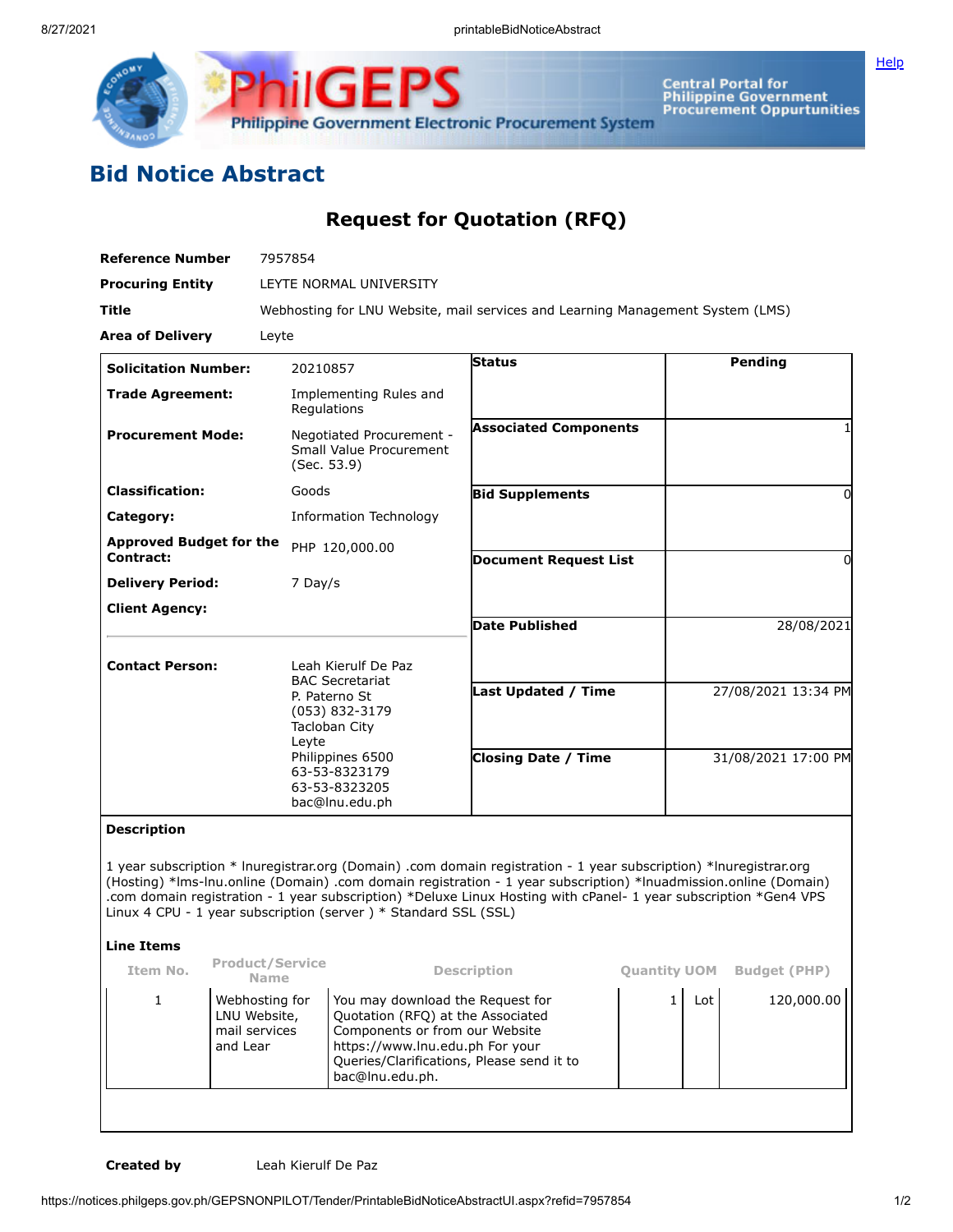# Bid Notice Abstract

## Request for Quotation (RFQ)

| | |
|---|---|
| **Reference Number** | 7957854 |
| **Procuring Entity** | LEYTE NORMAL UNIVERSITY |
| **Title** | Webhosting for LNU Website, mail services and Learning Management System (LMS) |
| **Area of Delivery** | Leyte |

| | | | |
|---|---|---|---|
| **Solicitation Number:** | 20210857 | **Status** | Pending |
| **Trade Agreement:** | Implementing Rules and Regulations | | |
| **Procurement Mode:** | Negotiated Procurement - Small Value Procurement (Sec. 53.9) | **Associated Components** | 1 |
| **Classification:** | Goods | **Bid Supplements** | 0 |
| **Category:** | Information Technology | | |
| **Approved Budget for the Contract:** | PHP 120,000.00 | **Document Request List** | 0 |
| **Delivery Period:** | 7 Day/s | | |
| **Client Agency:** | | **Date Published** | 28/08/2021 |
| **Contact Person:** | Leah Kierulf De Paz<br>BAC Secretariat<br>P. Paterno St<br>(053) 832-3179<br>Tacloban City<br>Leyte<br>Philippines 6500<br>63-53-8323179<br>63-53-8323205<br>bac@lnu.edu.ph | **Last Updated / Time** | 27/08/2021 13:34 PM |
| | | **Closing Date / Time** | 31/08/2021 17:00 PM |

**Description**

1 year subscription * lnuregistrar.org (Domain) .com domain registration - 1 year subscription) *lnuregistrar.org (Hosting) *lms-lnu.online (Domain) .com domain registration - 1 year subscription) *lnuadmission.online (Domain) .com domain registration - 1 year subscription) *Deluxe Linux Hosting with cPanel- 1 year subscription *Gen4 VPS Linux 4 CPU - 1 year subscription (server ) * Standard SSL (SSL)

**Line Items**

| Item No. | Product/Service Name | Description | Quantity | UOM | Budget (PHP) |
|---|---|---|---|---|---|
| 1 | Webhosting for LNU Website, mail services and Lear | You may download the Request for Quotation (RFQ) at the Associated Components or from our Website https://www.lnu.edu.ph For your Queries/Clarifications, Please send it to bac@lnu.edu.ph. | 1 | Lot | 120,000.00 |

**Created by** Leah Kierulf De Paz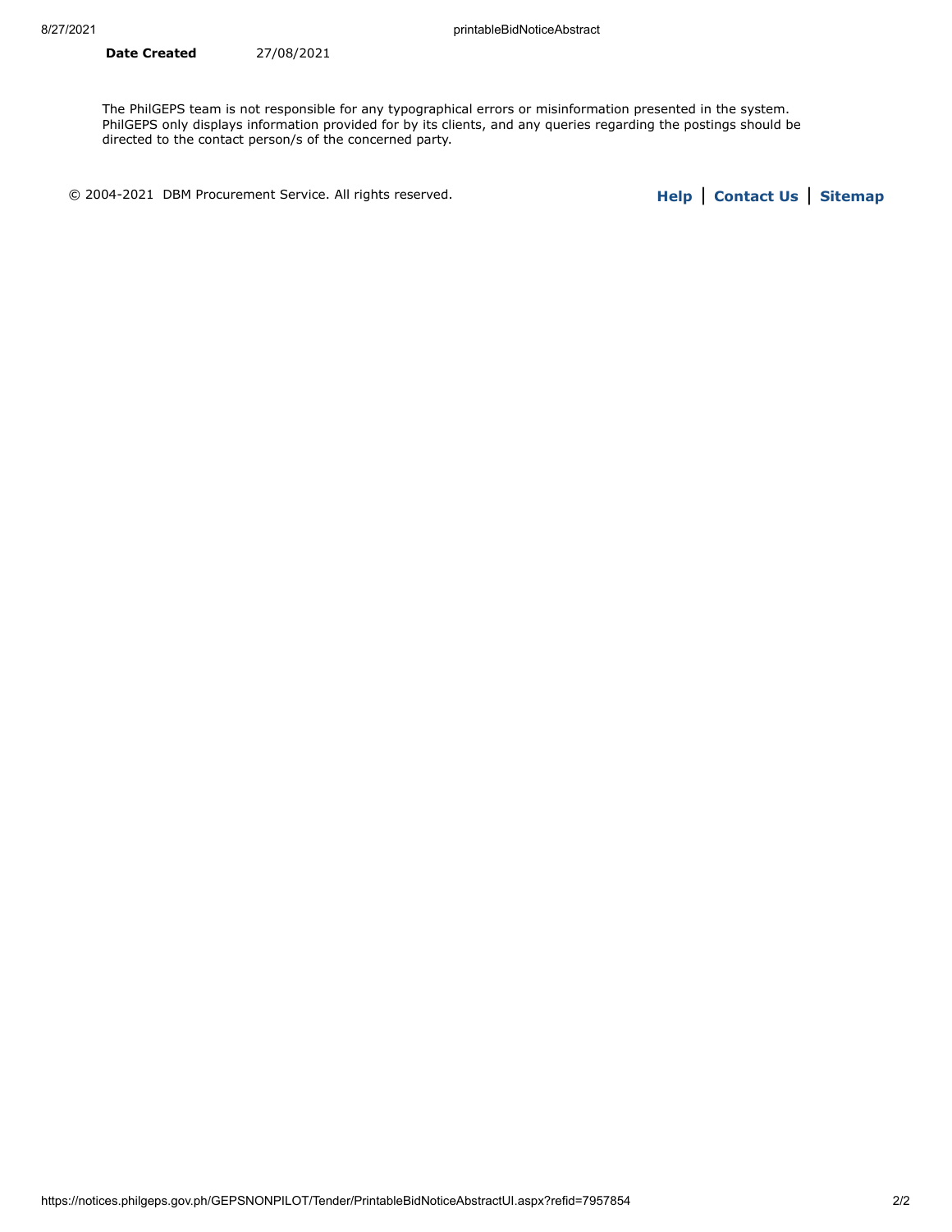| | |
|---|---|
| **Date Created** | 27/08/2021 |

The PhilGEPS team is not responsible for any typographical errors or misinformation presented in the system. PhilGEPS only displays information provided for by its clients, and any queries regarding the postings should be directed to the contact person/s of the concerned party.

© 2004-2021 DBM Procurement Service. All rights reserved.

**Help** | **Contact Us** | **Sitemap**